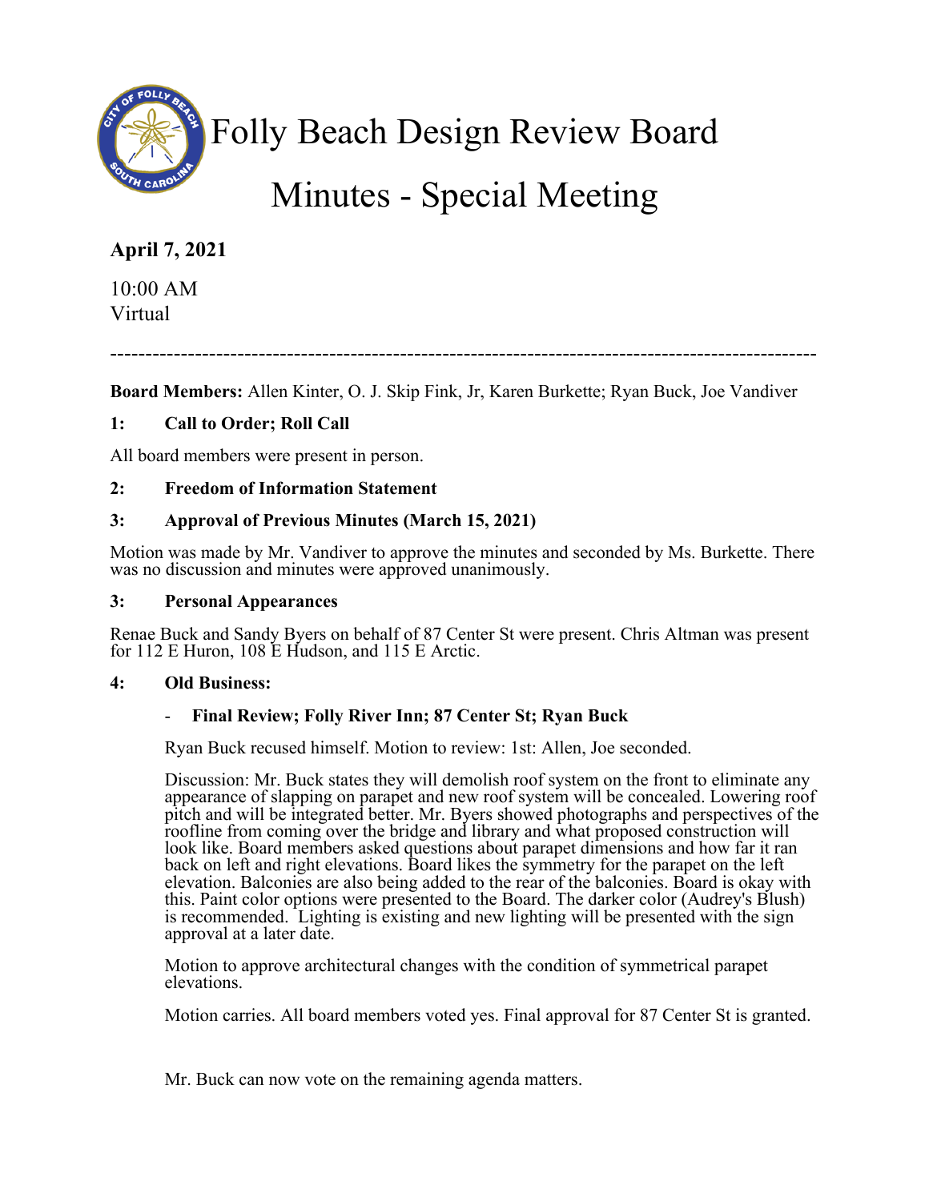# Folly Beach Design Review Board

# Minutes - Special Meeting

**April 7, 2021**

10:00 AM
Virtual

---

**Board Members:** Allen Kinter, O. J. Skip Fink, Jr, Karen Burkette; Ryan Buck, Joe Vandiver

**1: Call to Order; Roll Call**

All board members were present in person.

**2: Freedom of Information Statement**

**3: Approval of Previous Minutes (March 15, 2021)**

Motion was made by Mr. Vandiver to approve the minutes and seconded by Ms. Burkette. There was no discussion and minutes were approved unanimously.

**3: Personal Appearances**

Renae Buck and Sandy Byers on behalf of 87 Center St were present. Chris Altman was present for 112 E Huron, 108 E Hudson, and 115 E Arctic.

**4: Old Business:**

- **Final Review; Folly River Inn; 87 Center St; Ryan Buck**

Ryan Buck recused himself. Motion to review: 1st: Allen, Joe seconded.

Discussion: Mr. Buck states they will demolish roof system on the front to eliminate any appearance of slapping on parapet and new roof system will be concealed. Lowering roof pitch and will be integrated better. Mr. Byers showed photographs and perspectives of the roofline from coming over the bridge and library and what proposed construction will look like. Board members asked questions about parapet dimensions and how far it ran back on left and right elevations. Board likes the symmetry for the parapet on the left elevation. Balconies are also being added to the rear of the balconies. Board is okay with this. Paint color options were presented to the Board. The darker color (Audrey's Blush) is recommended. Lighting is existing and new lighting will be presented with the sign approval at a later date.

Motion to approve architectural changes with the condition of symmetrical parapet elevations.

Motion carries. All board members voted yes. Final approval for 87 Center St is granted.

Mr. Buck can now vote on the remaining agenda matters.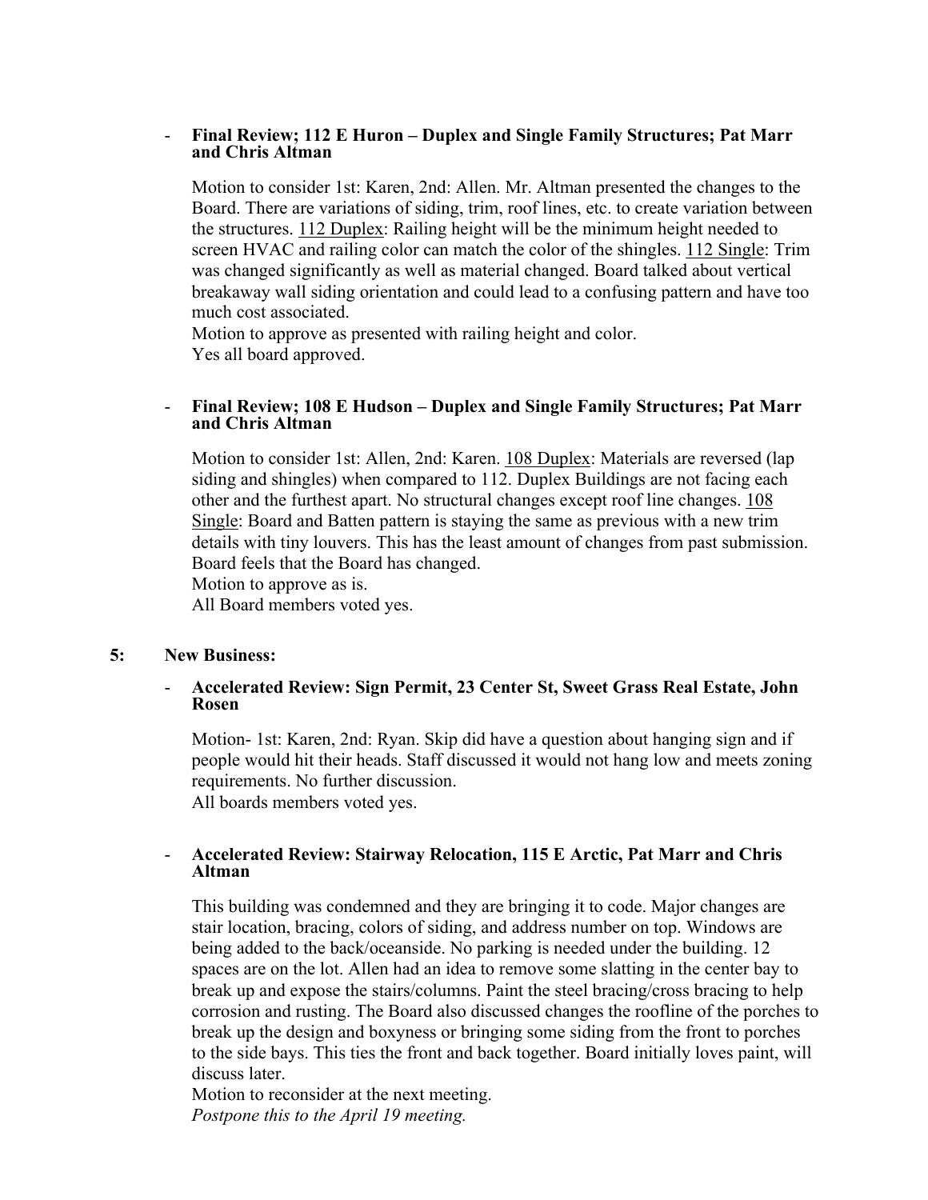- **Final Review; 112 E Huron – Duplex and Single Family Structures; Pat Marr and Chris Altman**

  Motion to consider 1st: Karen, 2nd: Allen. Mr. Altman presented the changes to the Board. There are variations of siding, trim, roof lines, etc. to create variation between the structures. 112 Duplex: Railing height will be the minimum height needed to screen HVAC and railing color can match the color of the shingles. 112 Single: Trim was changed significantly as well as material changed. Board talked about vertical breakaway wall siding orientation and could lead to a confusing pattern and have too much cost associated.
  Motion to approve as presented with railing height and color.
  Yes all board approved.

- **Final Review; 108 E Hudson – Duplex and Single Family Structures; Pat Marr and Chris Altman**

  Motion to consider 1st: Allen, 2nd: Karen. 108 Duplex: Materials are reversed (lap siding and shingles) when compared to 112. Duplex Buildings are not facing each other and the furthest apart. No structural changes except roof line changes. 108 Single: Board and Batten pattern is staying the same as previous with a new trim details with tiny louvers. This has the least amount of changes from past submission. Board feels that the Board has changed.
  Motion to approve as is.
  All Board members voted yes.

**5: New Business:**

- **Accelerated Review: Sign Permit, 23 Center St, Sweet Grass Real Estate, John Rosen**

  Motion- 1st: Karen, 2nd: Ryan. Skip did have a question about hanging sign and if people would hit their heads. Staff discussed it would not hang low and meets zoning requirements. No further discussion.
  All boards members voted yes.

- **Accelerated Review: Stairway Relocation, 115 E Arctic, Pat Marr and Chris Altman**

  This building was condemned and they are bringing it to code. Major changes are stair location, bracing, colors of siding, and address number on top. Windows are being added to the back/oceanside. No parking is needed under the building. 12 spaces are on the lot. Allen had an idea to remove some slatting in the center bay to break up and expose the stairs/columns. Paint the steel bracing/cross bracing to help corrosion and rusting. The Board also discussed changes the roofline of the porches to break up the design and boxyness or bringing some siding from the front to porches to the side bays. This ties the front and back together. Board initially loves paint, will discuss later.
  Motion to reconsider at the next meeting.
  *Postpone this to the April 19 meeting.*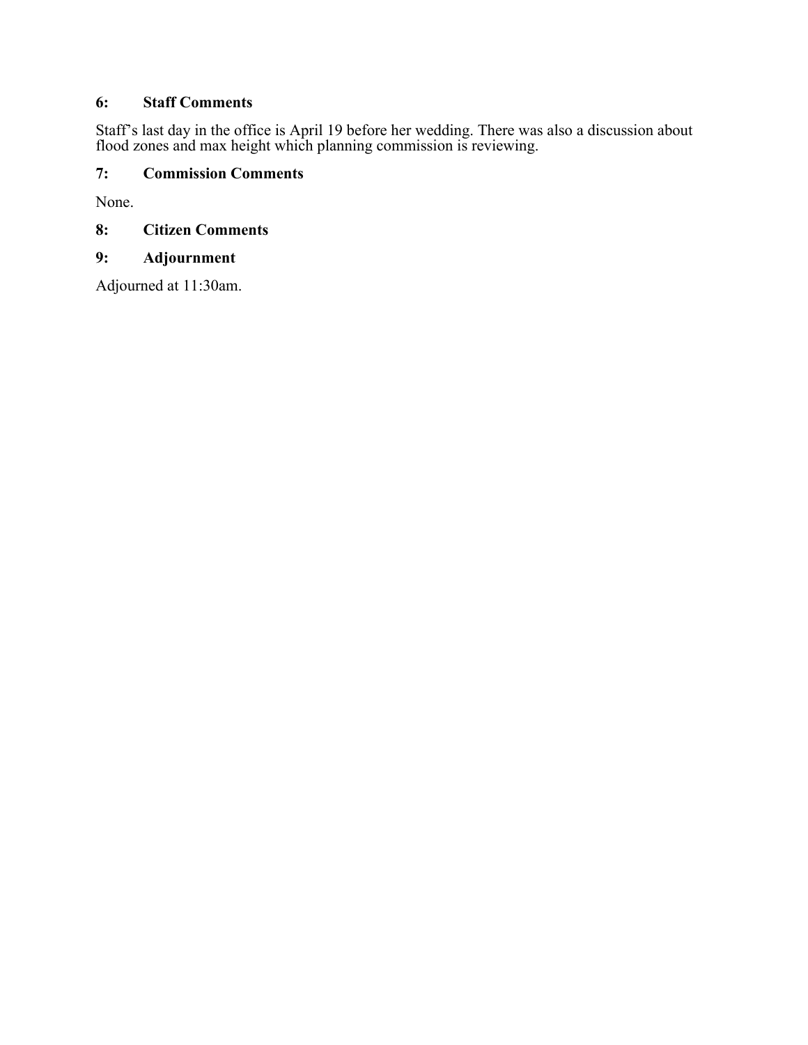### 6: Staff Comments

Staff's last day in the office is April 19 before her wedding. There was also a discussion about flood zones and max height which planning commission is reviewing.

### 7: Commission Comments

None.

### 8: Citizen Comments

### 9: Adjournment

Adjourned at 11:30am.